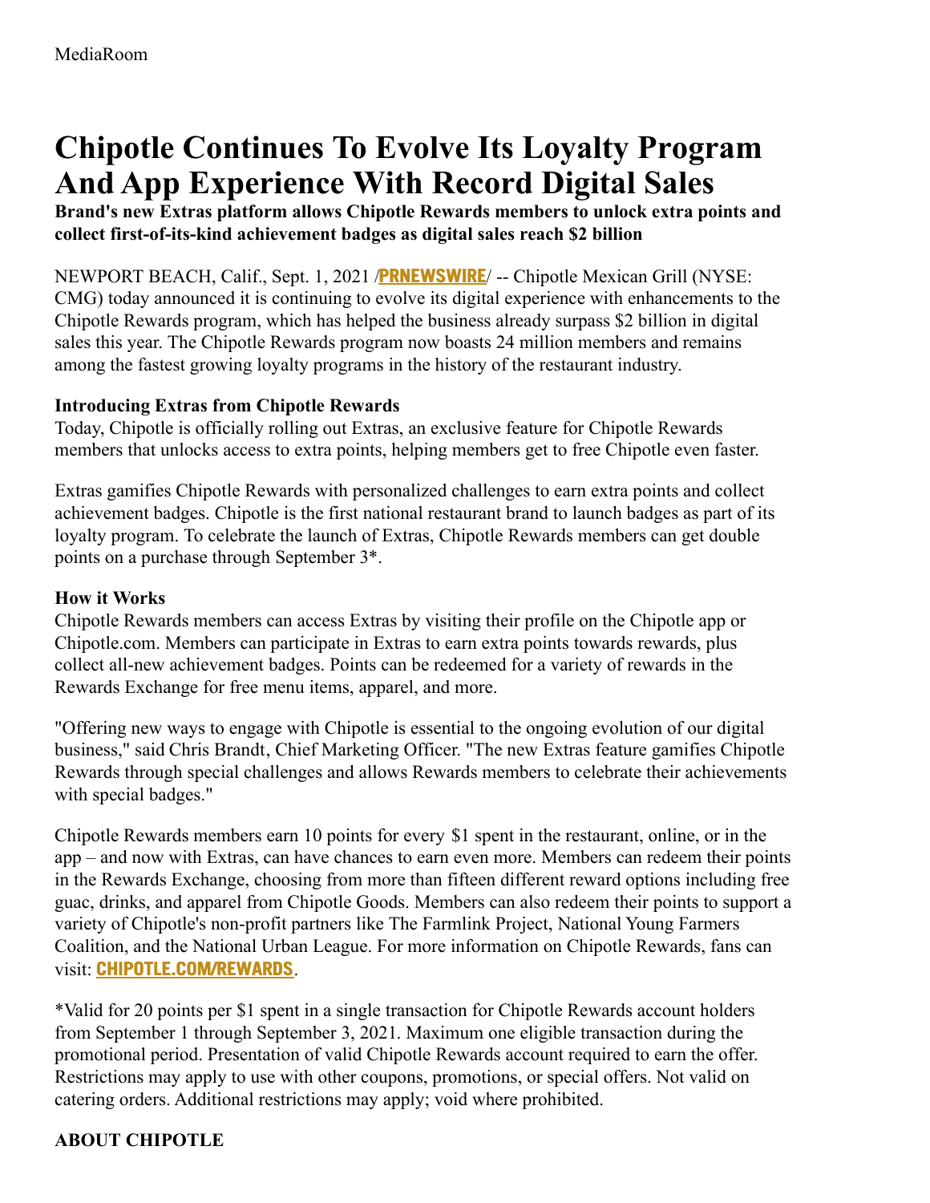MediaRoom

# Chipotle Continues To Evolve Its Loyalty Program And App Experience With Record Digital Sales

**Brand's new Extras platform allows Chipotle Rewards members to unlock extra points and collect first-of-its-kind achievement badges as digital sales reach $2 billion**

NEWPORT BEACH, Calif., Sept. 1, 2021 /**PRNEWSWIRE**/ -- Chipotle Mexican Grill (NYSE: CMG) today announced it is continuing to evolve its digital experience with enhancements to the Chipotle Rewards program, which has helped the business already surpass $2 billion in digital sales this year. The Chipotle Rewards program now boasts 24 million members and remains among the fastest growing loyalty programs in the history of the restaurant industry.

**Introducing Extras from Chipotle Rewards**

Today, Chipotle is officially rolling out Extras, an exclusive feature for Chipotle Rewards members that unlocks access to extra points, helping members get to free Chipotle even faster.

Extras gamifies Chipotle Rewards with personalized challenges to earn extra points and collect achievement badges. Chipotle is the first national restaurant brand to launch badges as part of its loyalty program. To celebrate the launch of Extras, Chipotle Rewards members can get double points on a purchase through September 3*.

**How it Works**

Chipotle Rewards members can access Extras by visiting their profile on the Chipotle app or Chipotle.com. Members can participate in Extras to earn extra points towards rewards, plus collect all-new achievement badges. Points can be redeemed for a variety of rewards in the Rewards Exchange for free menu items, apparel, and more.

"Offering new ways to engage with Chipotle is essential to the ongoing evolution of our digital business," said Chris Brandt, Chief Marketing Officer. "The new Extras feature gamifies Chipotle Rewards through special challenges and allows Rewards members to celebrate their achievements with special badges."

Chipotle Rewards members earn 10 points for every $1 spent in the restaurant, online, or in the app – and now with Extras, can have chances to earn even more. Members can redeem their points in the Rewards Exchange, choosing from more than fifteen different reward options including free guac, drinks, and apparel from Chipotle Goods. Members can also redeem their points to support a variety of Chipotle's non-profit partners like The Farmlink Project, National Young Farmers Coalition, and the National Urban League. For more information on Chipotle Rewards, fans can visit: **CHIPOTLE.COM/REWARDS**.

*Valid for 20 points per $1 spent in a single transaction for Chipotle Rewards account holders from September 1 through September 3, 2021. Maximum one eligible transaction during the promotional period. Presentation of valid Chipotle Rewards account required to earn the offer. Restrictions may apply to use with other coupons, promotions, or special offers. Not valid on catering orders. Additional restrictions may apply; void where prohibited.

**ABOUT CHIPOTLE**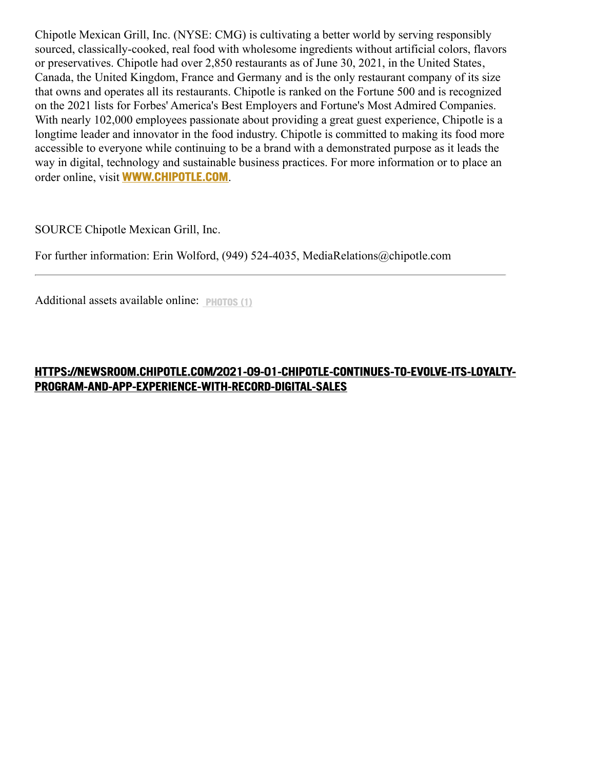Chipotle Mexican Grill, Inc. (NYSE: CMG) is cultivating a better world by serving responsibly sourced, classically-cooked, real food with wholesome ingredients without artificial colors, flavors or preservatives. Chipotle had over 2,850 restaurants as of June 30, 2021, in the United States, Canada, the United Kingdom, France and Germany and is the only restaurant company of its size that owns and operates all its restaurants. Chipotle is ranked on the Fortune 500 and is recognized on the 2021 lists for Forbes' America's Best Employers and Fortune's Most Admired Companies. With nearly 102,000 employees passionate about providing a great guest experience, Chipotle is a longtime leader and innovator in the food industry. Chipotle is committed to making its food more accessible to everyone while continuing to be a brand with a demonstrated purpose as it leads the way in digital, technology and sustainable business practices. For more information or to place an order online, visit **WWW.CHIPOTLE.COM**.

SOURCE Chipotle Mexican Grill, Inc.

For further information: Erin Wolford, (949) 524-4035, MediaRelations@chipotle.com

---

Additional assets available online: PHOTOS (1)

**HTTPS://NEWSROOM.CHIPOTLE.COM/2021-09-01-CHIPOTLE-CONTINUES-TO-EVOLVE-ITS-LOYALTY-PROGRAM-AND-APP-EXPERIENCE-WITH-RECORD-DIGITAL-SALES**